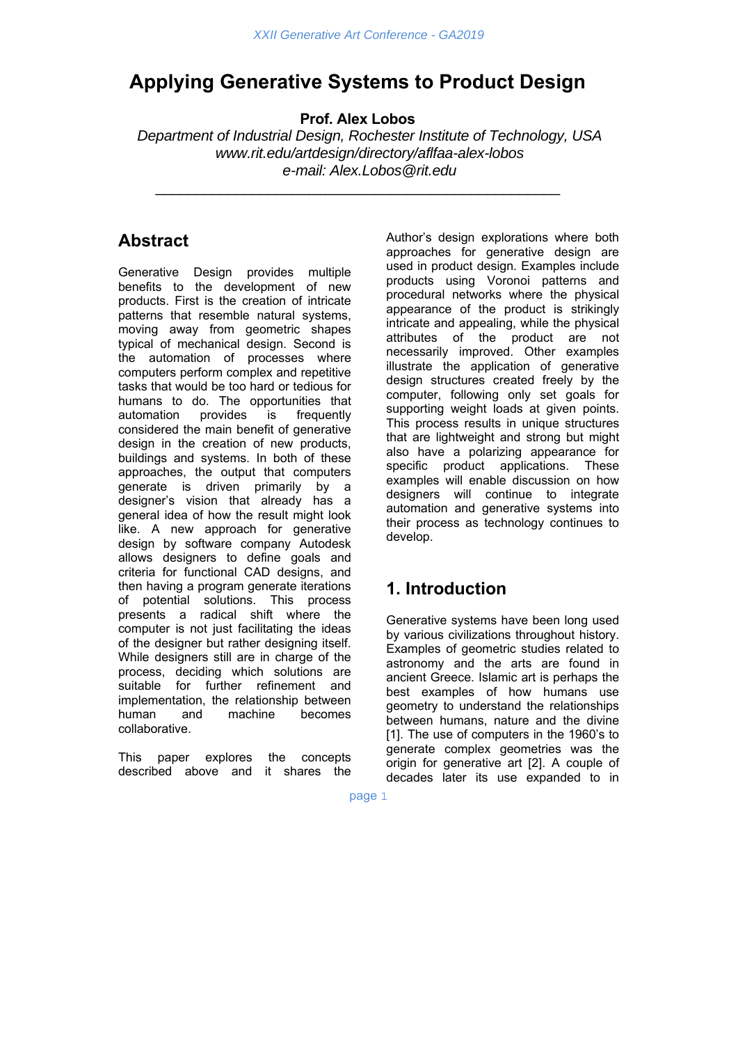# Applying Generative Systems to Product Design

**Prof. Alex Lobos**

*Department of Industrial Design, Rochester Institute of Technology, USA*
*www.rit.edu/artdesign/directory/aflfaa-alex-lobos*
*e-mail: Alex.Lobos@rit.edu*

## Abstract

Generative Design provides multiple benefits to the development of new products. First is the creation of intricate patterns that resemble natural systems, moving away from geometric shapes typical of mechanical design. Second is the automation of processes where computers perform complex and repetitive tasks that would be too hard or tedious for humans to do. The opportunities that automation provides is frequently considered the main benefit of generative design in the creation of new products, buildings and systems. In both of these approaches, the output that computers generate is driven primarily by a designer's vision that already has a general idea of how the result might look like. A new approach for generative design by software company Autodesk allows designers to define goals and criteria for functional CAD designs, and then having a program generate iterations of potential solutions. This process presents a radical shift where the computer is not just facilitating the ideas of the designer but rather designing itself. While designers still are in charge of the process, deciding which solutions are suitable for further refinement and implementation, the relationship between human and machine becomes collaborative.

This paper explores the concepts described above and it shares the Author's design explorations where both approaches for generative design are used in product design. Examples include products using Voronoi patterns and procedural networks where the physical appearance of the product is strikingly intricate and appealing, while the physical attributes of the product are not necessarily improved. Other examples illustrate the application of generative design structures created freely by the computer, following only set goals for supporting weight loads at given points. This process results in unique structures that are lightweight and strong but might also have a polarizing appearance for specific product applications. These examples will enable discussion on how designers will continue to integrate automation and generative systems into their process as technology continues to develop.

## 1. Introduction

Generative systems have been long used by various civilizations throughout history. Examples of geometric studies related to astronomy and the arts are found in ancient Greece. Islamic art is perhaps the best examples of how humans use geometry to understand the relationships between humans, nature and the divine [1]. The use of computers in the 1960's to generate complex geometries was the origin for generative art [2]. A couple of decades later its use expanded to in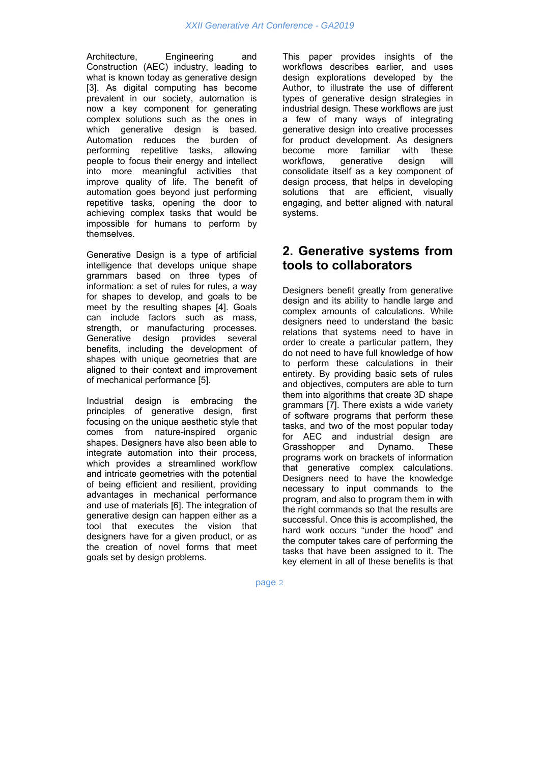Architecture, Engineering and Construction (AEC) industry, leading to what is known today as generative design [3]. As digital computing has become prevalent in our society, automation is now a key component for generating complex solutions such as the ones in which generative design is based. Automation reduces the burden of performing repetitive tasks, allowing people to focus their energy and intellect into more meaningful activities that improve quality of life. The benefit of automation goes beyond just performing repetitive tasks, opening the door to achieving complex tasks that would be impossible for humans to perform by themselves.

Generative Design is a type of artificial intelligence that develops unique shape grammars based on three types of information: a set of rules for rules, a way for shapes to develop, and goals to be meet by the resulting shapes [4]. Goals can include factors such as mass, strength, or manufacturing processes. Generative design provides several benefits, including the development of shapes with unique geometries that are aligned to their context and improvement of mechanical performance [5].

Industrial design is embracing the principles of generative design, first focusing on the unique aesthetic style that comes from nature-inspired organic shapes. Designers have also been able to integrate automation into their process, which provides a streamlined workflow and intricate geometries with the potential of being efficient and resilient, providing advantages in mechanical performance and use of materials [6]. The integration of generative design can happen either as a tool that executes the vision that designers have for a given product, or as the creation of novel forms that meet goals set by design problems.

This paper provides insights of the workflows describes earlier, and uses design explorations developed by the Author, to illustrate the use of different types of generative design strategies in industrial design. These workflows are just a few of many ways of integrating generative design into creative processes for product development. As designers become more familiar with these workflows, generative design will consolidate itself as a key component of design process, that helps in developing solutions that are efficient, visually engaging, and better aligned with natural systems.

## 2. Generative systems from tools to collaborators

Designers benefit greatly from generative design and its ability to handle large and complex amounts of calculations. While designers need to understand the basic relations that systems need to have in order to create a particular pattern, they do not need to have full knowledge of how to perform these calculations in their entirety. By providing basic sets of rules and objectives, computers are able to turn them into algorithms that create 3D shape grammars [7]. There exists a wide variety of software programs that perform these tasks, and two of the most popular today for AEC and industrial design are Grasshopper and Dynamo. These programs work on brackets of information that generative complex calculations. Designers need to have the knowledge necessary to input commands to the program, and also to program them in with the right commands so that the results are successful. Once this is accomplished, the hard work occurs "under the hood" and the computer takes care of performing the tasks that have been assigned to it. The key element in all of these benefits is that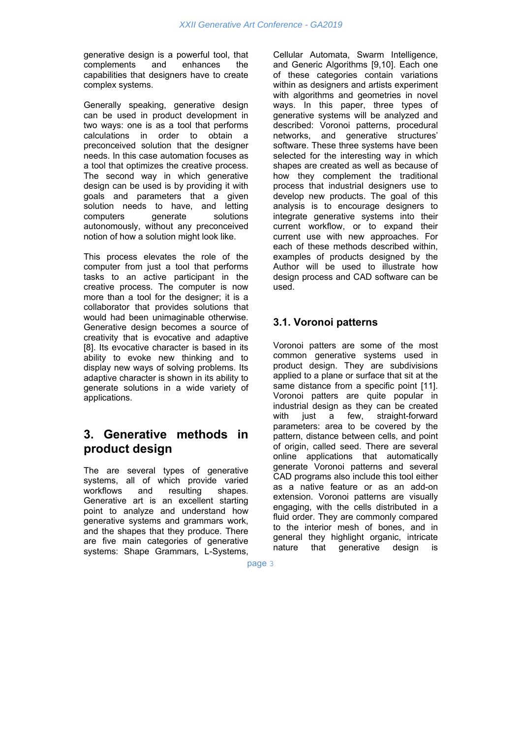generative design is a powerful tool, that complements and enhances the capabilities that designers have to create complex systems.

Generally speaking, generative design can be used in product development in two ways: one is as a tool that performs calculations in order to obtain a preconceived solution that the designer needs. In this case automation focuses as a tool that optimizes the creative process. The second way in which generative design can be used is by providing it with goals and parameters that a given solution needs to have, and letting computers generate solutions autonomously, without any preconceived notion of how a solution might look like.

This process elevates the role of the computer from just a tool that performs tasks to an active participant in the creative process. The computer is now more than a tool for the designer; it is a collaborator that provides solutions that would had been unimaginable otherwise. Generative design becomes a source of creativity that is evocative and adaptive [8]. Its evocative character is based in its ability to evoke new thinking and to display new ways of solving problems. Its adaptive character is shown in its ability to generate solutions in a wide variety of applications.

## 3. Generative methods in product design

The are several types of generative systems, all of which provide varied workflows and resulting shapes. Generative art is an excellent starting point to analyze and understand how generative systems and grammars work, and the shapes that they produce. There are five main categories of generative systems: Shape Grammars, L-Systems, Cellular Automata, Swarm Intelligence, and Generic Algorithms [9,10]. Each one of these categories contain variations within as designers and artists experiment with algorithms and geometries in novel ways. In this paper, three types of generative systems will be analyzed and described: Voronoi patterns, procedural networks, and generative structures' software. These three systems have been selected for the interesting way in which shapes are created as well as because of how they complement the traditional process that industrial designers use to develop new products. The goal of this analysis is to encourage designers to integrate generative systems into their current workflow, or to expand their current use with new approaches. For each of these methods described within, examples of products designed by the Author will be used to illustrate how design process and CAD software can be used.

### 3.1. Voronoi patterns

Voronoi patters are some of the most common generative systems used in product design. They are subdivisions applied to a plane or surface that sit at the same distance from a specific point [11]. Voronoi patters are quite popular in industrial design as they can be created with just a few, straight-forward parameters: area to be covered by the pattern, distance between cells, and point of origin, called seed. There are several online applications that automatically generate Voronoi patterns and several CAD programs also include this tool either as a native feature or as an add-on extension. Voronoi patterns are visually engaging, with the cells distributed in a fluid order. They are commonly compared to the interior mesh of bones, and in general they highlight organic, intricate nature that generative design is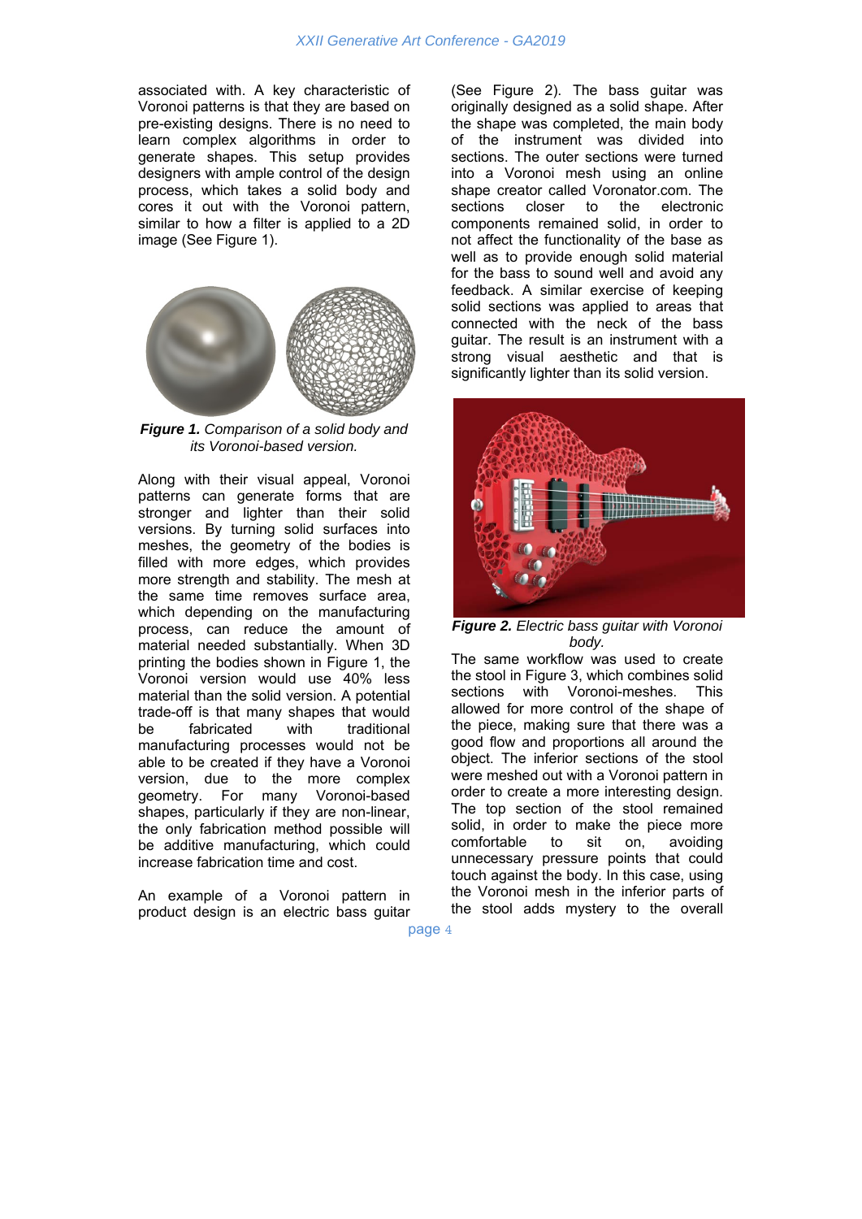associated with. A key characteristic of Voronoi patterns is that they are based on pre-existing designs. There is no need to learn complex algorithms in order to generate shapes. This setup provides designers with ample control of the design process, which takes a solid body and cores it out with the Voronoi pattern, similar to how a filter is applied to a 2D image (See Figure 1).

***Figure 1.*** *Comparison of a solid body and its Voronoi-based version.*

Along with their visual appeal, Voronoi patterns can generate forms that are stronger and lighter than their solid versions. By turning solid surfaces into meshes, the geometry of the bodies is filled with more edges, which provides more strength and stability. The mesh at the same time removes surface area, which depending on the manufacturing process, can reduce the amount of material needed substantially. When 3D printing the bodies shown in Figure 1, the Voronoi version would use 40% less material than the solid version. A potential trade-off is that many shapes that would be fabricated with traditional manufacturing processes would not be able to be created if they have a Voronoi version, due to the more complex geometry. For many Voronoi-based shapes, particularly if they are non-linear, the only fabrication method possible will be additive manufacturing, which could increase fabrication time and cost.

An example of a Voronoi pattern in product design is an electric bass guitar (See Figure 2). The bass guitar was originally designed as a solid shape. After the shape was completed, the main body of the instrument was divided into sections. The outer sections were turned into a Voronoi mesh using an online shape creator called Voronator.com. The sections closer to the electronic components remained solid, in order to not affect the functionality of the base as well as to provide enough solid material for the bass to sound well and avoid any feedback. A similar exercise of keeping solid sections was applied to areas that connected with the neck of the bass guitar. The result is an instrument with a strong visual aesthetic and that is significantly lighter than its solid version.

***Figure 2.*** *Electric bass guitar with Voronoi body.*

The same workflow was used to create the stool in Figure 3, which combines solid sections with Voronoi-meshes. This allowed for more control of the shape of the piece, making sure that there was a good flow and proportions all around the object. The inferior sections of the stool were meshed out with a Voronoi pattern in order to create a more interesting design. The top section of the stool remained solid, in order to make the piece more comfortable to sit on, avoiding unnecessary pressure points that could touch against the body. In this case, using the Voronoi mesh in the inferior parts of the stool adds mystery to the overall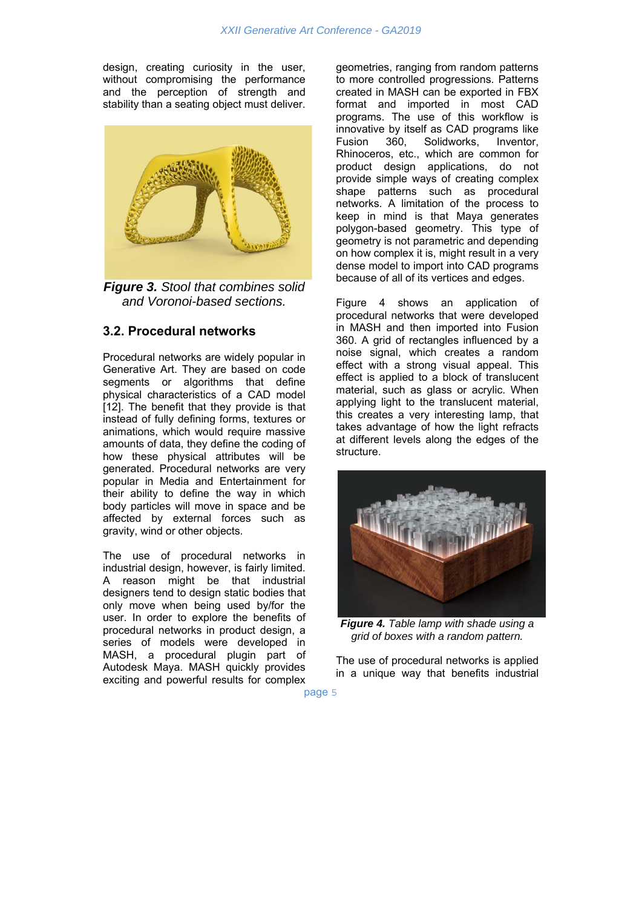design, creating curiosity in the user, without compromising the performance and the perception of strength and stability than a seating object must deliver.

***Figure 3.*** *Stool that combines solid and Voronoi-based sections.*

### 3.2. Procedural networks

Procedural networks are widely popular in Generative Art. They are based on code segments or algorithms that define physical characteristics of a CAD model [12]. The benefit that they provide is that instead of fully defining forms, textures or animations, which would require massive amounts of data, they define the coding of how these physical attributes will be generated. Procedural networks are very popular in Media and Entertainment for their ability to define the way in which body particles will move in space and be affected by external forces such as gravity, wind or other objects.

The use of procedural networks in industrial design, however, is fairly limited. A reason might be that industrial designers tend to design static bodies that only move when being used by/for the user. In order to explore the benefits of procedural networks in product design, a series of models were developed in MASH, a procedural plugin part of Autodesk Maya. MASH quickly provides exciting and powerful results for complex geometries, ranging from random patterns to more controlled progressions. Patterns created in MASH can be exported in FBX format and imported in most CAD programs. The use of this workflow is innovative by itself as CAD programs like Fusion 360, Solidworks, Inventor, Rhinoceros, etc., which are common for product design applications, do not provide simple ways of creating complex shape patterns such as procedural networks. A limitation of the process to keep in mind is that Maya generates polygon-based geometry. This type of geometry is not parametric and depending on how complex it is, might result in a very dense model to import into CAD programs because of all of its vertices and edges.

Figure 4 shows an application of procedural networks that were developed in MASH and then imported into Fusion 360. A grid of rectangles influenced by a noise signal, which creates a random effect with a strong visual appeal. This effect is applied to a block of translucent material, such as glass or acrylic. When applying light to the translucent material, this creates a very interesting lamp, that takes advantage of how the light refracts at different levels along the edges of the structure.

***Figure 4.*** *Table lamp with shade using a grid of boxes with a random pattern.*

The use of procedural networks is applied in a unique way that benefits industrial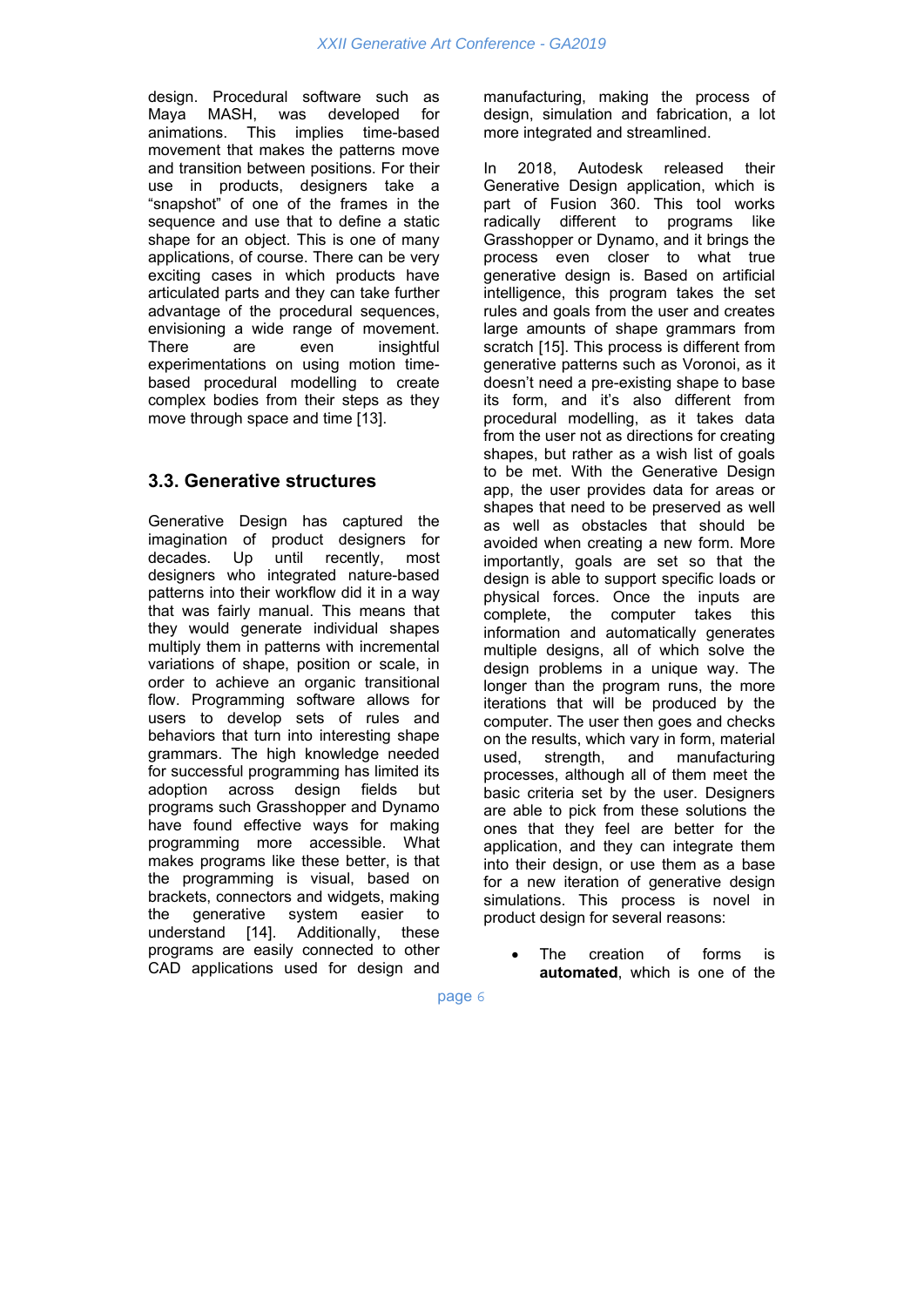design. Procedural software such as Maya MASH, was developed for animations. This implies time-based movement that makes the patterns move and transition between positions. For their use in products, designers take a “snapshot” of one of the frames in the sequence and use that to define a static shape for an object. This is one of many applications, of course. There can be very exciting cases in which products have articulated parts and they can take further advantage of the procedural sequences, envisioning a wide range of movement. There are even insightful experimentations on using motion time-based procedural modelling to create complex bodies from their steps as they move through space and time [13].

## 3.3. Generative structures

Generative Design has captured the imagination of product designers for decades. Up until recently, most designers who integrated nature-based patterns into their workflow did it in a way that was fairly manual. This means that they would generate individual shapes multiply them in patterns with incremental variations of shape, position or scale, in order to achieve an organic transitional flow. Programming software allows for users to develop sets of rules and behaviors that turn into interesting shape grammars. The high knowledge needed for successful programming has limited its adoption across design fields but programs such Grasshopper and Dynamo have found effective ways for making programming more accessible. What makes programs like these better, is that the programming is visual, based on brackets, connectors and widgets, making the generative system easier to understand [14]. Additionally, these programs are easily connected to other CAD applications used for design and manufacturing, making the process of design, simulation and fabrication, a lot more integrated and streamlined.

In 2018, Autodesk released their Generative Design application, which is part of Fusion 360. This tool works radically different to programs like Grasshopper or Dynamo, and it brings the process even closer to what true generative design is. Based on artificial intelligence, this program takes the set rules and goals from the user and creates large amounts of shape grammars from scratch [15]. This process is different from generative patterns such as Voronoi, as it doesn’t need a pre-existing shape to base its form, and it’s also different from procedural modelling, as it takes data from the user not as directions for creating shapes, but rather as a wish list of goals to be met. With the Generative Design app, the user provides data for areas or shapes that need to be preserved as well as well as obstacles that should be avoided when creating a new form. More importantly, goals are set so that the design is able to support specific loads or physical forces. Once the inputs are complete, the computer takes this information and automatically generates multiple designs, all of which solve the design problems in a unique way. The longer than the program runs, the more iterations that will be produced by the computer. The user then goes and checks on the results, which vary in form, material used, strength, and manufacturing processes, although all of them meet the basic criteria set by the user. Designers are able to pick from these solutions the ones that they feel are better for the application, and they can integrate them into their design, or use them as a base for a new iteration of generative design simulations. This process is novel in product design for several reasons:

- The creation of forms is **automated**, which is one of the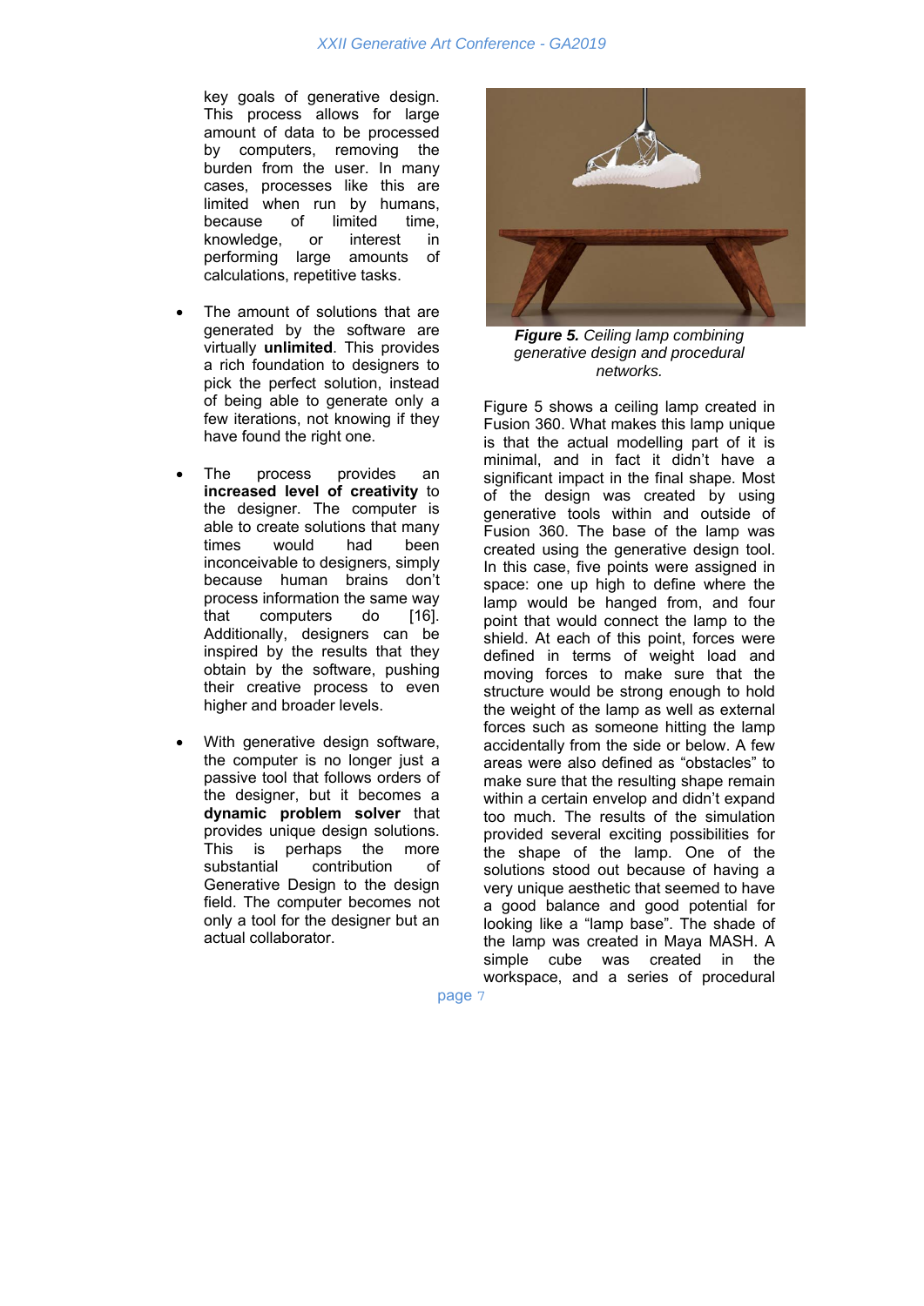key goals of generative design. This process allows for large amount of data to be processed by computers, removing the burden from the user. In many cases, processes like this are limited when run by humans, because of limited time, knowledge, or interest in performing large amounts of calculations, repetitive tasks.

- The amount of solutions that are generated by the software are virtually **unlimited**. This provides a rich foundation to designers to pick the perfect solution, instead of being able to generate only a few iterations, not knowing if they have found the right one.

- The process provides an **increased level of creativity** to the designer. The computer is able to create solutions that many times would had been inconceivable to designers, simply because human brains don't process information the same way that computers do [16]. Additionally, designers can be inspired by the results that they obtain by the software, pushing their creative process to even higher and broader levels.

- With generative design software, the computer is no longer just a passive tool that follows orders of the designer, but it becomes a **dynamic problem solver** that provides unique design solutions. This is perhaps the more substantial contribution of Generative Design to the design field. The computer becomes not only a tool for the designer but an actual collaborator.

***Figure 5.*** *Ceiling lamp combining generative design and procedural networks.*

Figure 5 shows a ceiling lamp created in Fusion 360. What makes this lamp unique is that the actual modelling part of it is minimal, and in fact it didn't have a significant impact in the final shape. Most of the design was created by using generative tools within and outside of Fusion 360. The base of the lamp was created using the generative design tool. In this case, five points were assigned in space: one up high to define where the lamp would be hanged from, and four point that would connect the lamp to the shield. At each of this point, forces were defined in terms of weight load and moving forces to make sure that the structure would be strong enough to hold the weight of the lamp as well as external forces such as someone hitting the lamp accidentally from the side or below. A few areas were also defined as "obstacles" to make sure that the resulting shape remain within a certain envelop and didn't expand too much. The results of the simulation provided several exciting possibilities for the shape of the lamp. One of the solutions stood out because of having a very unique aesthetic that seemed to have a good balance and good potential for looking like a "lamp base". The shade of the lamp was created in Maya MASH. A simple cube was created in the workspace, and a series of procedural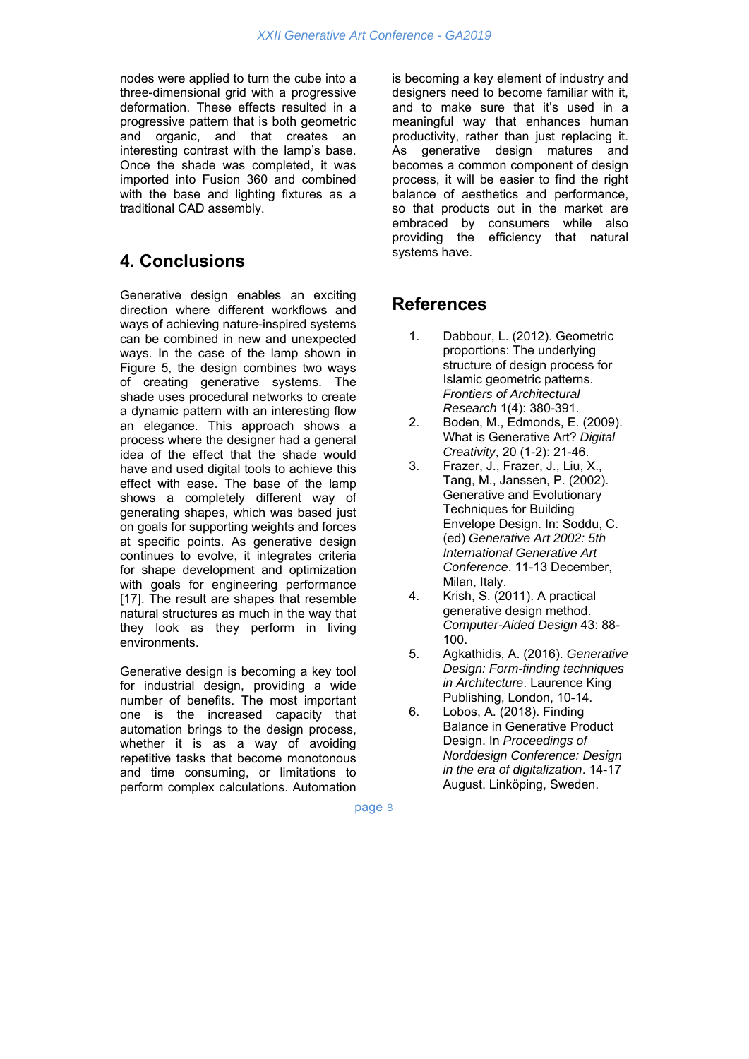nodes were applied to turn the cube into a three-dimensional grid with a progressive deformation. These effects resulted in a progressive pattern that is both geometric and organic, and that creates an interesting contrast with the lamp's base. Once the shade was completed, it was imported into Fusion 360 and combined with the base and lighting fixtures as a traditional CAD assembly.

## 4. Conclusions

Generative design enables an exciting direction where different workflows and ways of achieving nature-inspired systems can be combined in new and unexpected ways. In the case of the lamp shown in Figure 5, the design combines two ways of creating generative systems. The shade uses procedural networks to create a dynamic pattern with an interesting flow an elegance. This approach shows a process where the designer had a general idea of the effect that the shade would have and used digital tools to achieve this effect with ease. The base of the lamp shows a completely different way of generating shapes, which was based just on goals for supporting weights and forces at specific points. As generative design continues to evolve, it integrates criteria for shape development and optimization with goals for engineering performance [17]. The result are shapes that resemble natural structures as much in the way that they look as they perform in living environments.

Generative design is becoming a key tool for industrial design, providing a wide number of benefits. The most important one is the increased capacity that automation brings to the design process, whether it is as a way of avoiding repetitive tasks that become monotonous and time consuming, or limitations to perform complex calculations. Automation is becoming a key element of industry and designers need to become familiar with it, and to make sure that it's used in a meaningful way that enhances human productivity, rather than just replacing it. As generative design matures and becomes a common component of design process, it will be easier to find the right balance of aesthetics and performance, so that products out in the market are embraced by consumers while also providing the efficiency that natural systems have.

## References

1. Dabbour, L. (2012). Geometric proportions: The underlying structure of design process for Islamic geometric patterns. *Frontiers of Architectural Research* 1(4): 380-391.
2. Boden, M., Edmonds, E. (2009). What is Generative Art? *Digital Creativity*, 20 (1-2): 21-46.
3. Frazer, J., Frazer, J., Liu, X., Tang, M., Janssen, P. (2002). Generative and Evolutionary Techniques for Building Envelope Design. In: Soddu, C. (ed) *Generative Art 2002: 5th International Generative Art Conference*. 11-13 December, Milan, Italy.
4. Krish, S. (2011). A practical generative design method. *Computer-Aided Design* 43: 88-100.
5. Agkathidis, A. (2016). *Generative Design: Form-finding techniques in Architecture*. Laurence King Publishing, London, 10-14.
6. Lobos, A. (2018). Finding Balance in Generative Product Design. In *Proceedings of Norddesign Conference: Design in the era of digitalization*. 14-17 August. Linköping, Sweden.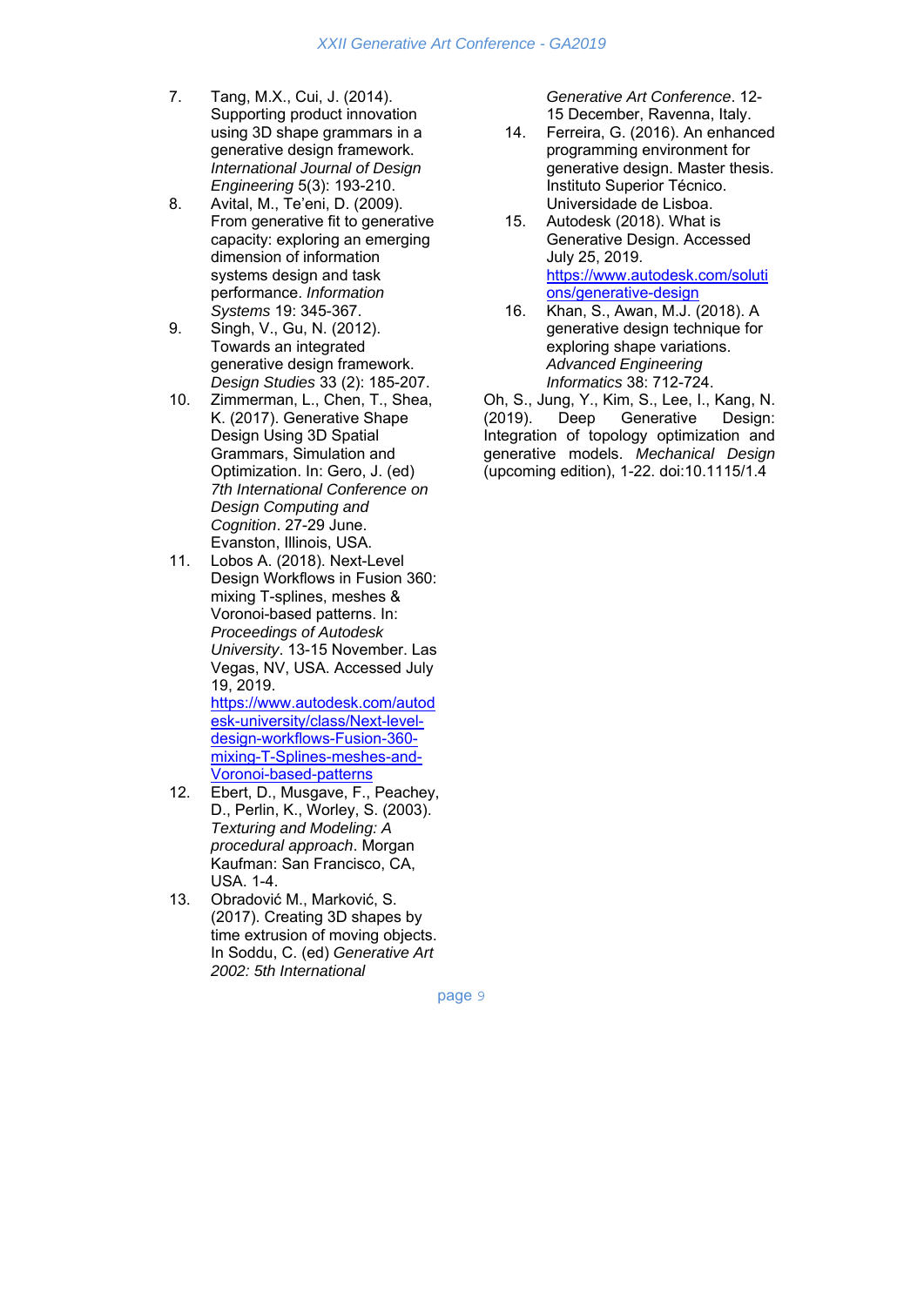7. Tang, M.X., Cui, J. (2014). Supporting product innovation using 3D shape grammars in a generative design framework. *International Journal of Design Engineering* 5(3): 193-210.
8. Avital, M., Te'eni, D. (2009). From generative fit to generative capacity: exploring an emerging dimension of information systems design and task performance. *Information Systems* 19: 345-367.
9. Singh, V., Gu, N. (2012). Towards an integrated generative design framework. *Design Studies* 33 (2): 185-207.
10. Zimmerman, L., Chen, T., Shea, K. (2017). Generative Shape Design Using 3D Spatial Grammars, Simulation and Optimization. In: Gero, J. (ed) *7th International Conference on Design Computing and Cognition*. 27-29 June. Evanston, Illinois, USA.
11. Lobos A. (2018). Next-Level Design Workflows in Fusion 360: mixing T-splines, meshes & Voronoi-based patterns. In: *Proceedings of Autodesk University*. 13-15 November. Las Vegas, NV, USA. Accessed July 19, 2019. https://www.autodesk.com/autodesk-university/class/Next-level-design-workflows-Fusion-360-mixing-T-Splines-meshes-and-Voronoi-based-patterns
12. Ebert, D., Musgave, F., Peachey, D., Perlin, K., Worley, S. (2003). *Texturing and Modeling: A procedural approach*. Morgan Kaufman: San Francisco, CA, USA. 1-4.
13. Obradović M., Marković, S. (2017). Creating 3D shapes by time extrusion of moving objects. In Soddu, C. (ed) *Generative Art 2002: 5th International Generative Art Conference*. 12-15 December, Ravenna, Italy.
14. Ferreira, G. (2016). An enhanced programming environment for generative design. Master thesis. Instituto Superior Técnico. Universidade de Lisboa.
15. Autodesk (2018). What is Generative Design. Accessed July 25, 2019. https://www.autodesk.com/solutions/generative-design
16. Khan, S., Awan, M.J. (2018). A generative design technique for exploring shape variations. *Advanced Engineering Informatics* 38: 712-724.

Oh, S., Jung, Y., Kim, S., Lee, I., Kang, N. (2019). Deep Generative Design: Integration of topology optimization and generative models. *Mechanical Design* (upcoming edition), 1-22. doi:10.1115/1.4